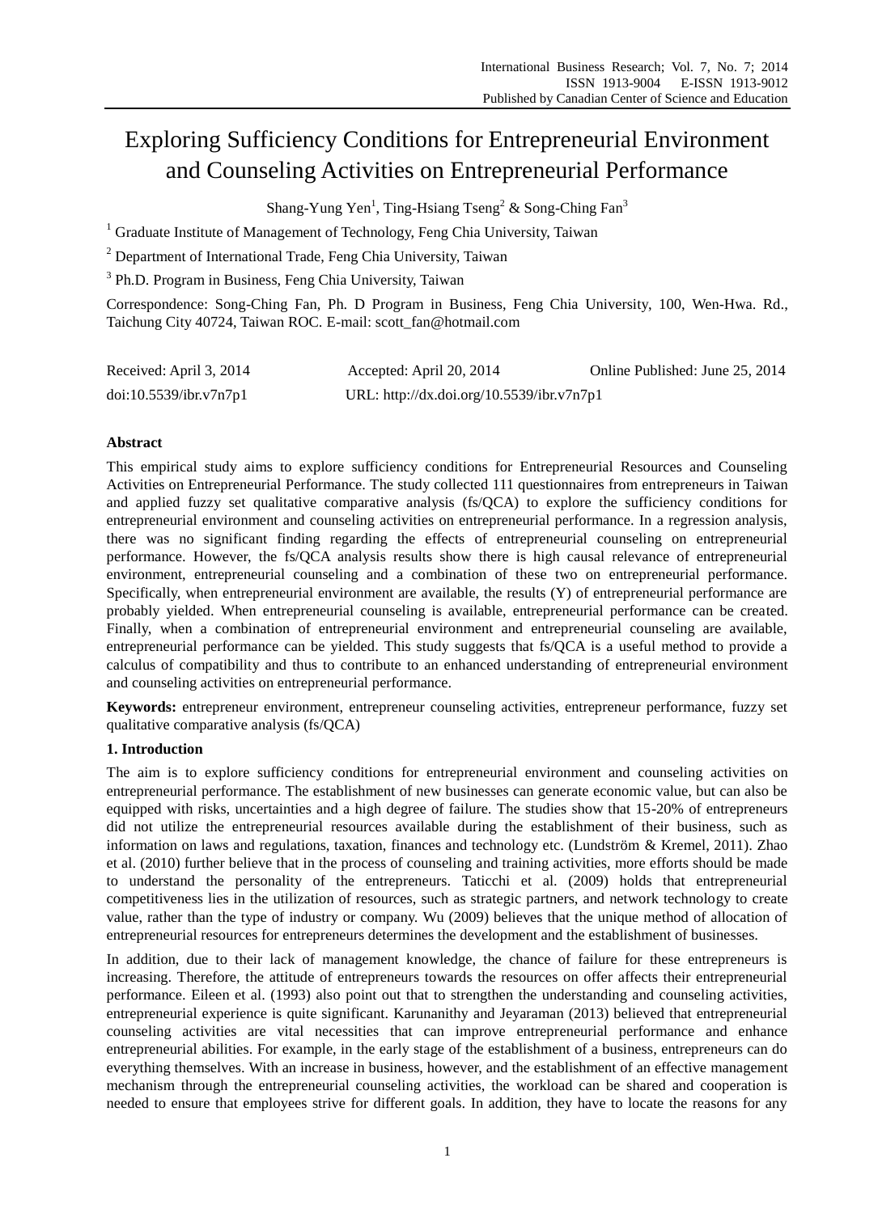# Exploring Sufficiency Conditions for Entrepreneurial Environment and Counseling Activities on Entrepreneurial Performance

Shang-Yung Yen[1], Ting-Hsiang Tseng[2] & Song-Ching Fan[3]

[1] Graduate Institute of Management of Technology, Feng Chia University, Taiwan

[2] Department of International Trade, Feng Chia University, Taiwan

[3] Ph.D. Program in Business, Feng Chia University, Taiwan

Correspondence: Song-Ching Fan, Ph. D Program in Business, Feng Chia University, 100, Wen-Hwa. Rd., Taichung City 40724, Taiwan ROC. E-mail: scott_fan@hotmail.com

Received: April 3, 2014 Accepted: April 20, 2014 Online Published: June 25, 2014

doi:10.5539/ibr.v7n7p1 URL: http://dx.doi.org/10.5539/ibr.v7n7p1

**Abstract**

This empirical study aims to explore sufficiency conditions for Entrepreneurial Resources and Counseling Activities on Entrepreneurial Performance. The study collected 111 questionnaires from entrepreneurs in Taiwan and applied fuzzy set qualitative comparative analysis (fs/QCA) to explore the sufficiency conditions for entrepreneurial environment and counseling activities on entrepreneurial performance. In a regression analysis, there was no significant finding regarding the effects of entrepreneurial counseling on entrepreneurial performance. However, the fs/QCA analysis results show there is high causal relevance of entrepreneurial environment, entrepreneurial counseling and a combination of these two on entrepreneurial performance. Specifically, when entrepreneurial environment are available, the results (Y) of entrepreneurial performance are probably yielded. When entrepreneurial counseling is available, entrepreneurial performance can be created. Finally, when a combination of entrepreneurial environment and entrepreneurial counseling are available, entrepreneurial performance can be yielded. This study suggests that fs/QCA is a useful method to provide a calculus of compatibility and thus to contribute to an enhanced understanding of entrepreneurial environment and counseling activities on entrepreneurial performance.

**Keywords:** entrepreneur environment, entrepreneur counseling activities, entrepreneur performance, fuzzy set qualitative comparative analysis (fs/QCA)

## 1. Introduction

The aim is to explore sufficiency conditions for entrepreneurial environment and counseling activities on entrepreneurial performance. The establishment of new businesses can generate economic value, but can also be equipped with risks, uncertainties and a high degree of failure. The studies show that 15-20% of entrepreneurs did not utilize the entrepreneurial resources available during the establishment of their business, such as information on laws and regulations, taxation, finances and technology etc. (Lundström & Kremel, 2011). Zhao et al. (2010) further believe that in the process of counseling and training activities, more efforts should be made to understand the personality of the entrepreneurs. Taticchi et al. (2009) holds that entrepreneurial competitiveness lies in the utilization of resources, such as strategic partners, and network technology to create value, rather than the type of industry or company. Wu (2009) believes that the unique method of allocation of entrepreneurial resources for entrepreneurs determines the development and the establishment of businesses.

In addition, due to their lack of management knowledge, the chance of failure for these entrepreneurs is increasing. Therefore, the attitude of entrepreneurs towards the resources on offer affects their entrepreneurial performance. Eileen et al. (1993) also point out that to strengthen the understanding and counseling activities, entrepreneurial experience is quite significant. Karunanithy and Jeyaraman (2013) believed that entrepreneurial counseling activities are vital necessities that can improve entrepreneurial performance and enhance entrepreneurial abilities. For example, in the early stage of the establishment of a business, entrepreneurs can do everything themselves. With an increase in business, however, and the establishment of an effective management mechanism through the entrepreneurial counseling activities, the workload can be shared and cooperation is needed to ensure that employees strive for different goals. In addition, they have to locate the reasons for any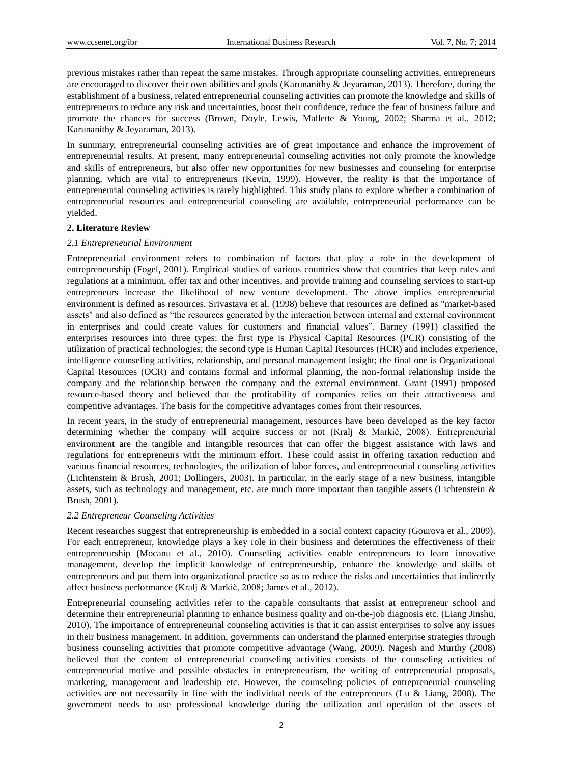previous mistakes rather than repeat the same mistakes. Through appropriate counseling activities, entrepreneurs are encouraged to discover their own abilities and goals (Karunanithy & Jeyaraman, 2013). Therefore, during the establishment of a business, related entrepreneurial counseling activities can promote the knowledge and skills of entrepreneurs to reduce any risk and uncertainties, boost their confidence, reduce the fear of business failure and promote the chances for success (Brown, Doyle, Lewis, Mallette & Young, 2002; Sharma et al., 2012; Karunanithy & Jeyaraman, 2013).

In summary, entrepreneurial counseling activities are of great importance and enhance the improvement of entrepreneurial results. At present, many entrepreneurial counseling activities not only promote the knowledge and skills of entrepreneurs, but also offer new opportunities for new businesses and counseling for enterprise planning, which are vital to entrepreneurs (Kevin, 1999). However, the reality is that the importance of entrepreneurial counseling activities is rarely highlighted. This study plans to explore whether a combination of entrepreneurial resources and entrepreneurial counseling are available, entrepreneurial performance can be yielded.

## 2. Literature Review

### *2.1 Entrepreneurial Environment*

Entrepreneurial environment refers to combination of factors that play a role in the development of entrepreneurship (Fogel, 2001). Empirical studies of various countries show that countries that keep rules and regulations at a minimum, offer tax and other incentives, and provide training and counseling services to start-up entrepreneurs increase the likelihood of new venture development. The above implies entrepreneurial environment is defined as resources. Srivastava et al. (1998) believe that resources are defined as "market-based assets" and also defined as "the resources generated by the interaction between internal and external environment in enterprises and could create values for customers and financial values". Barney (1991) classified the enterprises resources into three types: the first type is Physical Capital Resources (PCR) consisting of the utilization of practical technologies; the second type is Human Capital Resources (HCR) and includes experience, intelligence counseling activities, relationship, and personal management insight; the final one is Organizational Capital Resources (OCR) and contains formal and informal planning, the non-formal relationship inside the company and the relationship between the company and the external environment. Grant (1991) proposed resource-based theory and believed that the profitability of companies relies on their attractiveness and competitive advantages. The basis for the competitive advantages comes from their resources.

In recent years, in the study of entrepreneurial management, resources have been developed as the key factor determining whether the company will acquire success or not (Kralj & Markič, 2008). Entrepreneurial environment are the tangible and intangible resources that can offer the biggest assistance with laws and regulations for entrepreneurs with the minimum effort. These could assist in offering taxation reduction and various financial resources, technologies, the utilization of labor forces, and entrepreneurial counseling activities (Lichtenstein & Brush, 2001; Dollingers, 2003). In particular, in the early stage of a new business, intangible assets, such as technology and management, etc. are much more important than tangible assets (Lichtenstein & Brush, 2001).

### *2.2 Entrepreneur Counseling Activities*

Recent researches suggest that entrepreneurship is embedded in a social context capacity (Gourova et al., 2009). For each entrepreneur, knowledge plays a key role in their business and determines the effectiveness of their entrepreneurship (Mocanu et al., 2010). Counseling activities enable entrepreneurs to learn innovative management, develop the implicit knowledge of entrepreneurship, enhance the knowledge and skills of entrepreneurs and put them into organizational practice so as to reduce the risks and uncertainties that indirectly affect business performance (Kralj & Markič, 2008; James et al., 2012).

Entrepreneurial counseling activities refer to the capable consultants that assist at entrepreneur school and determine their entrepreneurial planning to enhance business quality and on-the-job diagnosis etc. (Liang Jinshu, 2010). The importance of entrepreneurial counseling activities is that it can assist enterprises to solve any issues in their business management. In addition, governments can understand the planned enterprise strategies through business counseling activities that promote competitive advantage (Wang, 2009). Nagesh and Murthy (2008) believed that the content of entrepreneurial counseling activities consists of the counseling activities of entrepreneurial motive and possible obstacles in entrepreneurism, the writing of entrepreneurial proposals, marketing, management and leadership etc. However, the counseling policies of entrepreneurial counseling activities are not necessarily in line with the individual needs of the entrepreneurs (Lu & Liang, 2008). The government needs to use professional knowledge during the utilization and operation of the assets of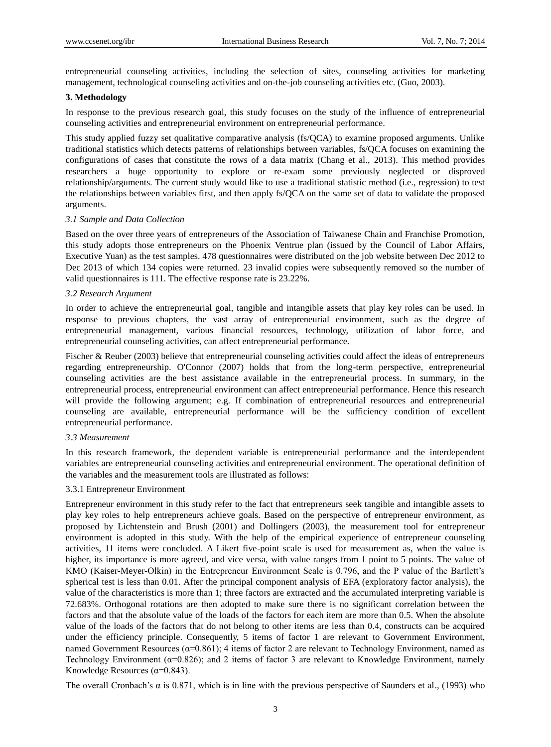entrepreneurial counseling activities, including the selection of sites, counseling activities for marketing management, technological counseling activities and on-the-job counseling activities etc. (Guo, 2003).

## 3. Methodology

In response to the previous research goal, this study focuses on the study of the influence of entrepreneurial counseling activities and entrepreneurial environment on entrepreneurial performance.

This study applied fuzzy set qualitative comparative analysis (fs/QCA) to examine proposed arguments. Unlike traditional statistics which detects patterns of relationships between variables, fs/QCA focuses on examining the configurations of cases that constitute the rows of a data matrix (Chang et al., 2013). This method provides researchers a huge opportunity to explore or re-exam some previously neglected or disproved relationship/arguments. The current study would like to use a traditional statistic method (i.e., regression) to test the relationships between variables first, and then apply fs/QCA on the same set of data to validate the proposed arguments.

### *3.1 Sample and Data Collection*

Based on the over three years of entrepreneurs of the Association of Taiwanese Chain and Franchise Promotion, this study adopts those entrepreneurs on the Phoenix Ventrue plan (issued by the Council of Labor Affairs, Executive Yuan) as the test samples. 478 questionnaires were distributed on the job website between Dec 2012 to Dec 2013 of which 134 copies were returned. 23 invalid copies were subsequently removed so the number of valid questionnaires is 111. The effective response rate is 23.22%.

### *3.2 Research Argument*

In order to achieve the entrepreneurial goal, tangible and intangible assets that play key roles can be used. In response to previous chapters, the vast array of entrepreneurial environment, such as the degree of entrepreneurial management, various financial resources, technology, utilization of labor force, and entrepreneurial counseling activities, can affect entrepreneurial performance.

Fischer & Reuber (2003) believe that entrepreneurial counseling activities could affect the ideas of entrepreneurs regarding entrepreneurship. O'Connor (2007) holds that from the long-term perspective, entrepreneurial counseling activities are the best assistance available in the entrepreneurial process. In summary, in the entrepreneurial process, entrepreneurial environment can affect entrepreneurial performance. Hence this research will provide the following argument; e.g. If combination of entrepreneurial resources and entrepreneurial counseling are available, entrepreneurial performance will be the sufficiency condition of excellent entrepreneurial performance.

### *3.3 Measurement*

In this research framework, the dependent variable is entrepreneurial performance and the interdependent variables are entrepreneurial counseling activities and entrepreneurial environment. The operational definition of the variables and the measurement tools are illustrated as follows:

#### 3.3.1 Entrepreneur Environment

Entrepreneur environment in this study refer to the fact that entrepreneurs seek tangible and intangible assets to play key roles to help entrepreneurs achieve goals. Based on the perspective of entrepreneur environment, as proposed by Lichtenstein and Brush (2001) and Dollingers (2003), the measurement tool for entrepreneur environment is adopted in this study. With the help of the empirical experience of entrepreneur counseling activities, 11 items were concluded. A Likert five-point scale is used for measurement as, when the value is higher, its importance is more agreed, and vice versa, with value ranges from 1 point to 5 points. The value of KMO (Kaiser-Meyer-Olkin) in the Entrepreneur Environment Scale is 0.796, and the P value of the Bartlett's spherical test is less than 0.01. After the principal component analysis of EFA (exploratory factor analysis), the value of the characteristics is more than 1; three factors are extracted and the accumulated interpreting variable is 72.683%. Orthogonal rotations are then adopted to make sure there is no significant correlation between the factors and that the absolute value of the loads of the factors for each item are more than 0.5. When the absolute value of the loads of the factors that do not belong to other items are less than 0.4, constructs can be acquired under the efficiency principle. Consequently, 5 items of factor 1 are relevant to Government Environment, named Government Resources ($\alpha$=0.861); 4 items of factor 2 are relevant to Technology Environment, named as Technology Environment ($\alpha$=0.826); and 2 items of factor 3 are relevant to Knowledge Environment, namely Knowledge Resources ($\alpha$=0.843).

The overall Cronbach's $\alpha$ is 0.871, which is in line with the previous perspective of Saunders et al., (1993) who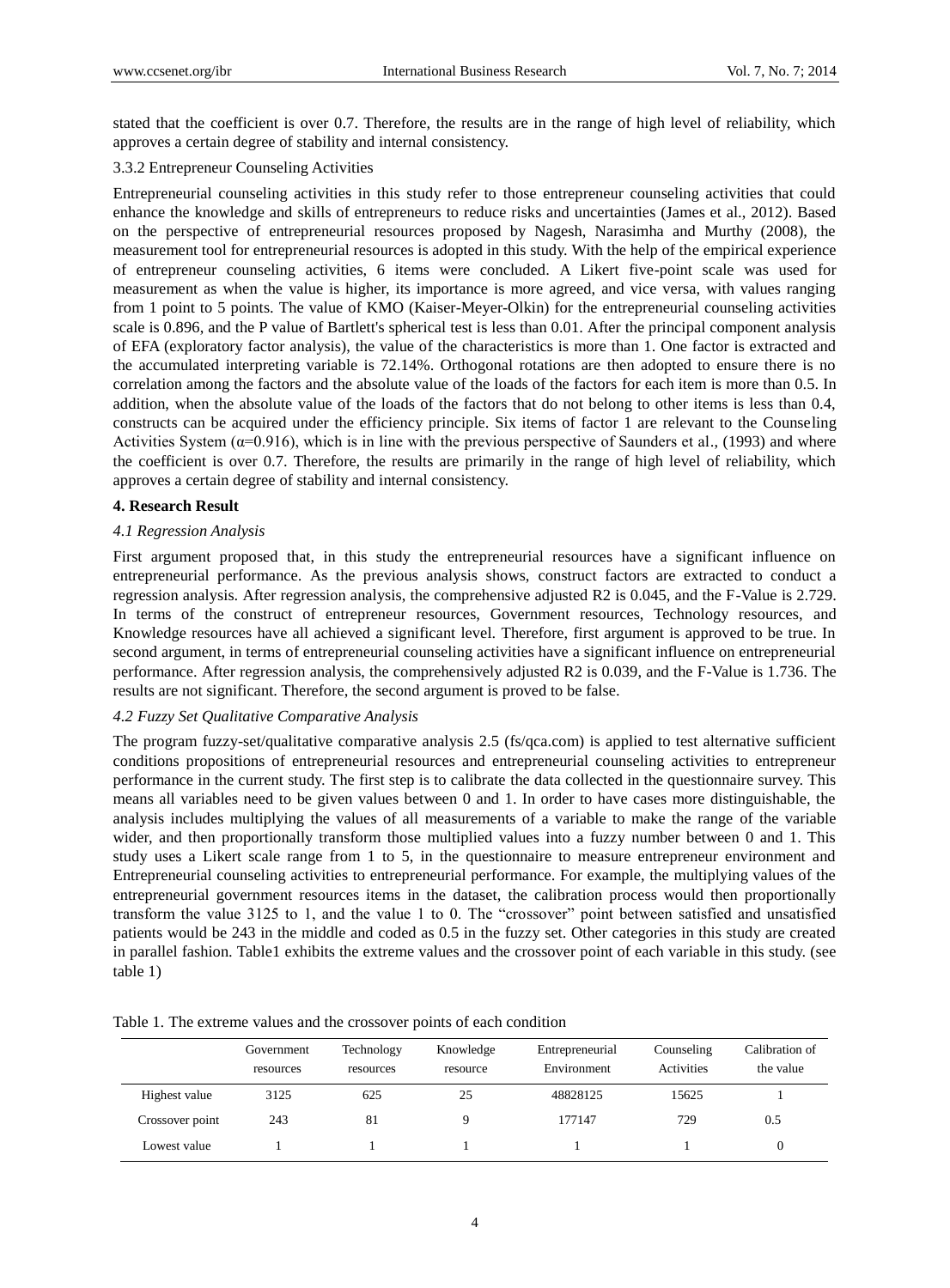stated that the coefficient is over 0.7. Therefore, the results are in the range of high level of reliability, which approves a certain degree of stability and internal consistency.

3.3.2 Entrepreneur Counseling Activities

Entrepreneurial counseling activities in this study refer to those entrepreneur counseling activities that could enhance the knowledge and skills of entrepreneurs to reduce risks and uncertainties (James et al., 2012). Based on the perspective of entrepreneurial resources proposed by Nagesh, Narasimha and Murthy (2008), the measurement tool for entrepreneurial resources is adopted in this study. With the help of the empirical experience of entrepreneur counseling activities, 6 items were concluded. A Likert five-point scale was used for measurement as when the value is higher, its importance is more agreed, and vice versa, with values ranging from 1 point to 5 points. The value of KMO (Kaiser-Meyer-Olkin) for the entrepreneurial counseling activities scale is 0.896, and the P value of Bartlett's spherical test is less than 0.01. After the principal component analysis of EFA (exploratory factor analysis), the value of the characteristics is more than 1. One factor is extracted and the accumulated interpreting variable is 72.14%. Orthogonal rotations are then adopted to ensure there is no correlation among the factors and the absolute value of the loads of the factors for each item is more than 0.5. In addition, when the absolute value of the loads of the factors that do not belong to other items is less than 0.4, constructs can be acquired under the efficiency principle. Six items of factor 1 are relevant to the Counseling Activities System ($\alpha$=0.916), which is in line with the previous perspective of Saunders et al., (1993) and where the coefficient is over 0.7. Therefore, the results are primarily in the range of high level of reliability, which approves a certain degree of stability and internal consistency.

## 4. Research Result

### *4.1 Regression Analysis*

First argument proposed that, in this study the entrepreneurial resources have a significant influence on entrepreneurial performance. As the previous analysis shows, construct factors are extracted to conduct a regression analysis. After regression analysis, the comprehensive adjusted R2 is 0.045, and the F-Value is 2.729. In terms of the construct of entrepreneur resources, Government resources, Technology resources, and Knowledge resources have all achieved a significant level. Therefore, first argument is approved to be true. In second argument, in terms of entrepreneurial counseling activities have a significant influence on entrepreneurial performance. After regression analysis, the comprehensively adjusted R2 is 0.039, and the F-Value is 1.736. The results are not significant. Therefore, the second argument is proved to be false.

### *4.2 Fuzzy Set Qualitative Comparative Analysis*

The program fuzzy-set/qualitative comparative analysis 2.5 (fs/qca.com) is applied to test alternative sufficient conditions propositions of entrepreneurial resources and entrepreneurial counseling activities to entrepreneur performance in the current study. The first step is to calibrate the data collected in the questionnaire survey. This means all variables need to be given values between 0 and 1. In order to have cases more distinguishable, the analysis includes multiplying the values of all measurements of a variable to make the range of the variable wider, and then proportionally transform those multiplied values into a fuzzy number between 0 and 1. This study uses a Likert scale range from 1 to 5, in the questionnaire to measure entrepreneur environment and Entrepreneurial counseling activities to entrepreneurial performance. For example, the multiplying values of the entrepreneurial government resources items in the dataset, the calibration process would then proportionally transform the value 3125 to 1, and the value 1 to 0. The "crossover" point between satisfied and unsatisfied patients would be 243 in the middle and coded as 0.5 in the fuzzy set. Other categories in this study are created in parallel fashion. Table1 exhibits the extreme values and the crossover point of each variable in this study. (see table 1)

Table 1. The extreme values and the crossover points of each condition

| | Government resources | Technology resources | Knowledge resource | Entrepreneurial Environment | Counseling Activities | Calibration of the value |
|---|---|---|---|---|---|---|
| Highest value | 3125 | 625 | 25 | 48828125 | 15625 | 1 |
| Crossover point | 243 | 81 | 9 | 177147 | 729 | 0.5 |
| Lowest value | 1 | 1 | 1 | 1 | 1 | 0 |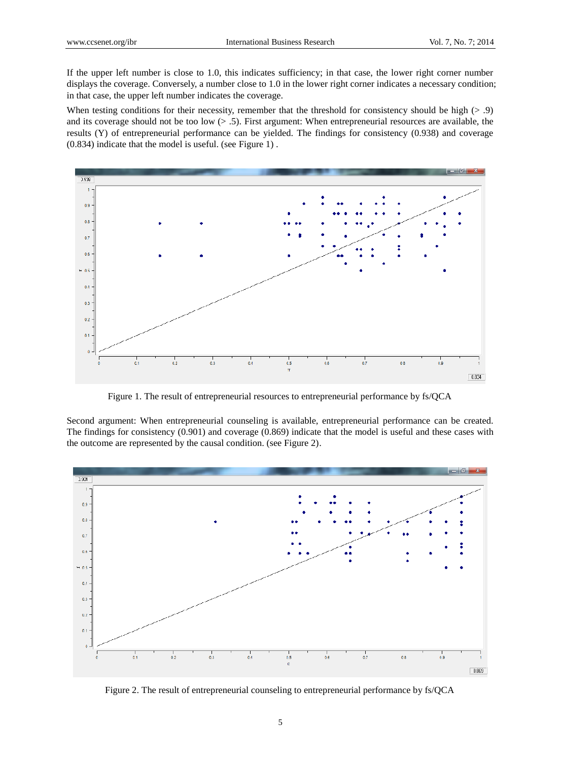If the upper left number is close to 1.0, this indicates sufficiency; in that case, the lower right corner number displays the coverage. Conversely, a number close to 1.0 in the lower right corner indicates a necessary condition; in that case, the upper left number indicates the coverage.

When testing conditions for their necessity, remember that the threshold for consistency should be high (> .9) and its coverage should not be too low (> .5). First argument: When entrepreneurial resources are available, the results (Y) of entrepreneurial performance can be yielded. The findings for consistency (0.938) and coverage (0.834) indicate that the model is useful. (see Figure 1) .

Figure 1. The result of entrepreneurial resources to entrepreneurial performance by fs/QCA

Second argument: When entrepreneurial counseling is available, entrepreneurial performance can be created. The findings for consistency (0.901) and coverage (0.869) indicate that the model is useful and these cases with the outcome are represented by the causal condition. (see Figure 2).

Figure 2. The result of entrepreneurial counseling to entrepreneurial performance by fs/QCA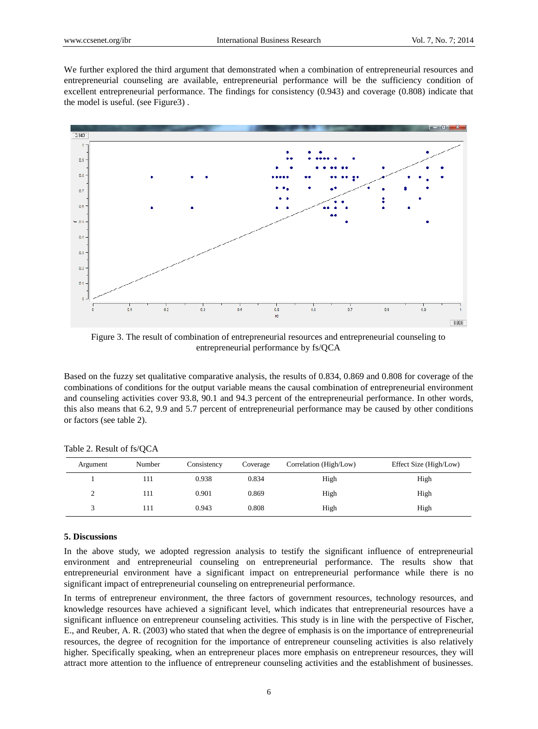We further explored the third argument that demonstrated when a combination of entrepreneurial resources and entrepreneurial counseling are available, entrepreneurial performance will be the sufficiency condition of excellent entrepreneurial performance. The findings for consistency (0.943) and coverage (0.808) indicate that the model is useful. (see Figure3) .

Figure 3. The result of combination of entrepreneurial resources and entrepreneurial counseling to entrepreneurial performance by fs/QCA

Based on the fuzzy set qualitative comparative analysis, the results of 0.834, 0.869 and 0.808 for coverage of the combinations of conditions for the output variable means the causal combination of entrepreneurial environment and counseling activities cover 93.8, 90.1 and 94.3 percent of the entrepreneurial performance. In other words, this also means that 6.2, 9.9 and 5.7 percent of entrepreneurial performance may be caused by other conditions or factors (see table 2).

Table 2. Result of fs/QCA

| Argument | Number | Consistency | Coverage | Correlation (High/Low) | Effect Size (High/Low) |
|---|---|---|---|---|---|
| 1 | 111 | 0.938 | 0.834 | High | High |
| 2 | 111 | 0.901 | 0.869 | High | High |
| 3 | 111 | 0.943 | 0.808 | High | High |

## 5. Discussions

In the above study, we adopted regression analysis to testify the significant influence of entrepreneurial environment and entrepreneurial counseling on entrepreneurial performance. The results show that entrepreneurial environment have a significant impact on entrepreneurial performance while there is no significant impact of entrepreneurial counseling on entrepreneurial performance.

In terms of entrepreneur environment, the three factors of government resources, technology resources, and knowledge resources have achieved a significant level, which indicates that entrepreneurial resources have a significant influence on entrepreneur counseling activities. This study is in line with the perspective of Fischer, E., and Reuber, A. R. (2003) who stated that when the degree of emphasis is on the importance of entrepreneurial resources, the degree of recognition for the importance of entrepreneur counseling activities is also relatively higher. Specifically speaking, when an entrepreneur places more emphasis on entrepreneur resources, they will attract more attention to the influence of entrepreneur counseling activities and the establishment of businesses.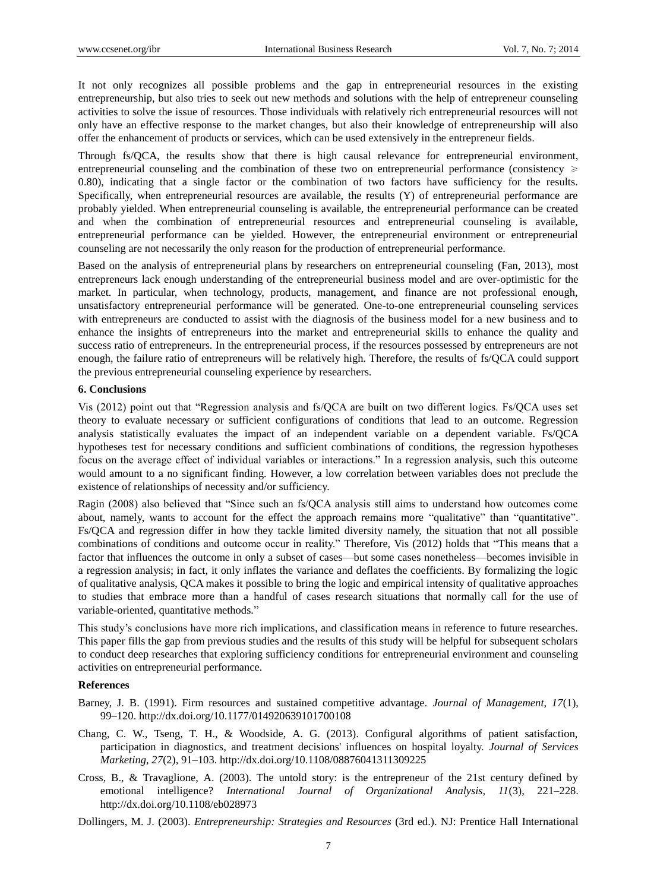It not only recognizes all possible problems and the gap in entrepreneurial resources in the existing entrepreneurship, but also tries to seek out new methods and solutions with the help of entrepreneur counseling activities to solve the issue of resources. Those individuals with relatively rich entrepreneurial resources will not only have an effective response to the market changes, but also their knowledge of entrepreneurship will also offer the enhancement of products or services, which can be used extensively in the entrepreneur fields.

Through fs/QCA, the results show that there is high causal relevance for entrepreneurial environment, entrepreneurial counseling and the combination of these two on entrepreneurial performance (consistency $\geqslant$ 0.80), indicating that a single factor or the combination of two factors have sufficiency for the results. Specifically, when entrepreneurial resources are available, the results (Y) of entrepreneurial performance are probably yielded. When entrepreneurial counseling is available, the entrepreneurial performance can be created and when the combination of entrepreneurial resources and entrepreneurial counseling is available, entrepreneurial performance can be yielded. However, the entrepreneurial environment or entrepreneurial counseling are not necessarily the only reason for the production of entrepreneurial performance.

Based on the analysis of entrepreneurial plans by researchers on entrepreneurial counseling (Fan, 2013), most entrepreneurs lack enough understanding of the entrepreneurial business model and are over-optimistic for the market. In particular, when technology, products, management, and finance are not professional enough, unsatisfactory entrepreneurial performance will be generated. One-to-one entrepreneurial counseling services with entrepreneurs are conducted to assist with the diagnosis of the business model for a new business and to enhance the insights of entrepreneurs into the market and entrepreneurial skills to enhance the quality and success ratio of entrepreneurs. In the entrepreneurial process, if the resources possessed by entrepreneurs are not enough, the failure ratio of entrepreneurs will be relatively high. Therefore, the results of fs/QCA could support the previous entrepreneurial counseling experience by researchers.

### 6. Conclusions

Vis (2012) point out that "Regression analysis and fs/QCA are built on two different logics. Fs/QCA uses set theory to evaluate necessary or sufficient configurations of conditions that lead to an outcome. Regression analysis statistically evaluates the impact of an independent variable on a dependent variable. Fs/QCA hypotheses test for necessary conditions and sufficient combinations of conditions, the regression hypotheses focus on the average effect of individual variables or interactions." In a regression analysis, such this outcome would amount to a no significant finding. However, a low correlation between variables does not preclude the existence of relationships of necessity and/or sufficiency.

Ragin (2008) also believed that "Since such an fs/QCA analysis still aims to understand how outcomes come about, namely, wants to account for the effect the approach remains more "qualitative" than "quantitative". Fs/QCA and regression differ in how they tackle limited diversity namely, the situation that not all possible combinations of conditions and outcome occur in reality." Therefore, Vis (2012) holds that "This means that a factor that influences the outcome in only a subset of cases—but some cases nonetheless—becomes invisible in a regression analysis; in fact, it only inflates the variance and deflates the coefficients. By formalizing the logic of qualitative analysis, QCA makes it possible to bring the logic and empirical intensity of qualitative approaches to studies that embrace more than a handful of cases research situations that normally call for the use of variable-oriented, quantitative methods."

This study's conclusions have more rich implications, and classification means in reference to future researches. This paper fills the gap from previous studies and the results of this study will be helpful for subsequent scholars to conduct deep researches that exploring sufficiency conditions for entrepreneurial environment and counseling activities on entrepreneurial performance.

### References

Barney, J. B. (1991). Firm resources and sustained competitive advantage. *Journal of Management, 17*(1), 99–120. http://dx.doi.org/10.1177/014920639101700108

Chang, C. W., Tseng, T. H., & Woodside, A. G. (2013). Configural algorithms of patient satisfaction, participation in diagnostics, and treatment decisions' influences on hospital loyalty. *Journal of Services Marketing, 27*(2), 91–103. http://dx.doi.org/10.1108/08876041311309225

Cross, B., & Travaglione, A. (2003). The untold story: is the entrepreneur of the 21st century defined by emotional intelligence? *International Journal of Organizational Analysis, 11*(3), 221–228. http://dx.doi.org/10.1108/eb028973

Dollingers, M. J. (2003). *Entrepreneurship: Strategies and Resources* (3rd ed.). NJ: Prentice Hall International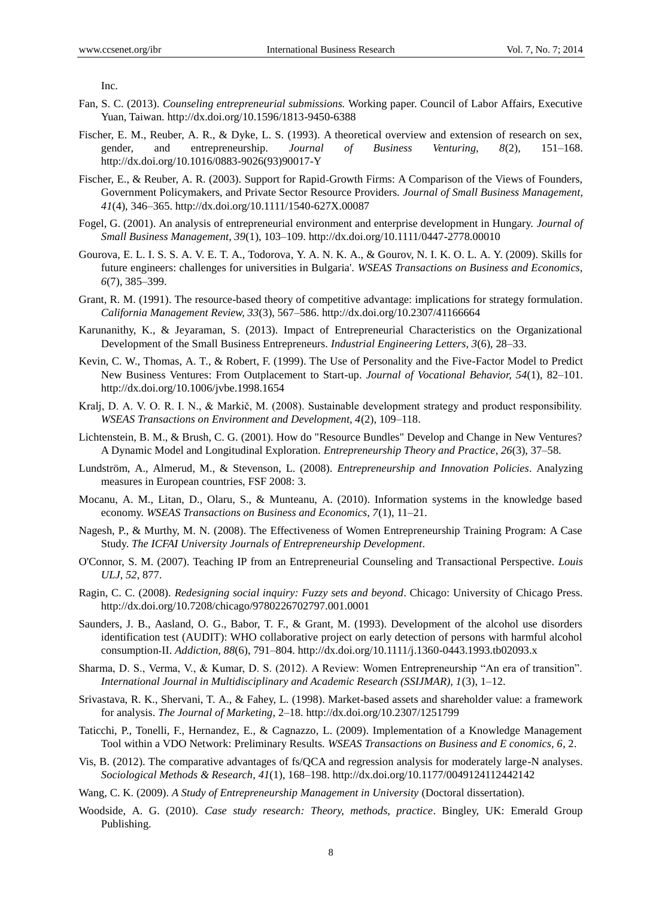Inc.

Fan, S. C. (2013). *Counseling entrepreneurial submissions.* Working paper. Council of Labor Affairs, Executive Yuan, Taiwan. http://dx.doi.org/10.1596/1813-9450-6388

Fischer, E. M., Reuber, A. R., & Dyke, L. S. (1993). A theoretical overview and extension of research on sex, gender, and entrepreneurship. *Journal of Business Venturing, 8*(2), 151–168. http://dx.doi.org/10.1016/0883-9026(93)90017-Y

Fischer, E., & Reuber, A. R. (2003). Support for Rapid-Growth Firms: A Comparison of the Views of Founders, Government Policymakers, and Private Sector Resource Providers. *Journal of Small Business Management, 41*(4), 346–365. http://dx.doi.org/10.1111/1540-627X.00087

Fogel, G. (2001). An analysis of entrepreneurial environment and enterprise development in Hungary. *Journal of Small Business Management, 39*(1), 103–109. http://dx.doi.org/10.1111/0447-2778.00010

Gourova, E. L. I. S. S. A. V. E. T. A., Todorova, Y. A. N. K. A., & Gourov, N. I. K. O. L. A. Y. (2009). Skills for future engineers: challenges for universities in Bulgaria'. *WSEAS Transactions on Business and Economics, 6*(7), 385–399.

Grant, R. M. (1991). The resource-based theory of competitive advantage: implications for strategy formulation. *California Management Review, 33*(3), 567–586. http://dx.doi.org/10.2307/41166664

Karunanithy, K., & Jeyaraman, S. (2013). Impact of Entrepreneurial Characteristics on the Organizational Development of the Small Business Entrepreneurs. *Industrial Engineering Letters, 3*(6), 28–33.

Kevin, C. W., Thomas, A. T., & Robert, F. (1999). The Use of Personality and the Five-Factor Model to Predict New Business Ventures: From Outplacement to Start-up. *Journal of Vocational Behavior, 54*(1), 82–101. http://dx.doi.org/10.1006/jvbe.1998.1654

Kralj, D. A. V. O. R. I. N., & Markič, M. (2008). Sustainable development strategy and product responsibility. *WSEAS Transactions on Environment and Development, 4*(2), 109–118.

Lichtenstein, B. M., & Brush, C. G. (2001). How do "Resource Bundles" Develop and Change in New Ventures? A Dynamic Model and Longitudinal Exploration. *Entrepreneurship Theory and Practice, 26*(3), 37–58.

Lundström, A., Almerud, M., & Stevenson, L. (2008). *Entrepreneurship and Innovation Policies*. Analyzing measures in European countries, FSF 2008: 3.

Mocanu, A. M., Litan, D., Olaru, S., & Munteanu, A. (2010). Information systems in the knowledge based economy. *WSEAS Transactions on Business and Economics, 7*(1), 11–21.

Nagesh, P., & Murthy, M. N. (2008). The Effectiveness of Women Entrepreneurship Training Program: A Case Study. *The ICFAI University Journals of Entrepreneurship Development*.

O'Connor, S. M. (2007). Teaching IP from an Entrepreneurial Counseling and Transactional Perspective. *Louis ULJ, 52*, 877.

Ragin, C. C. (2008). *Redesigning social inquiry: Fuzzy sets and beyond*. Chicago: University of Chicago Press. http://dx.doi.org/10.7208/chicago/9780226702797.001.0001

Saunders, J. B., Aasland, O. G., Babor, T. F., & Grant, M. (1993). Development of the alcohol use disorders identification test (AUDIT): WHO collaborative project on early detection of persons with harmful alcohol consumption-II. *Addiction, 88*(6), 791–804. http://dx.doi.org/10.1111/j.1360-0443.1993.tb02093.x

Sharma, D. S., Verma, V., & Kumar, D. S. (2012). A Review: Women Entrepreneurship "An era of transition". *International Journal in Multidisciplinary and Academic Research (SSIJMAR), 1*(3), 1–12.

Srivastava, R. K., Shervani, T. A., & Fahey, L. (1998). Market-based assets and shareholder value: a framework for analysis. *The Journal of Marketing*, 2–18. http://dx.doi.org/10.2307/1251799

Taticchi, P., Tonelli, F., Hernandez, E., & Cagnazzo, L. (2009). Implementation of a Knowledge Management Tool within a VDO Network: Preliminary Results. *WSEAS Transactions on Business and E conomics, 6*, 2.

Vis, B. (2012). The comparative advantages of fs/QCA and regression analysis for moderately large-N analyses. *Sociological Methods & Research, 41*(1), 168–198. http://dx.doi.org/10.1177/0049124112442142

Wang, C. K. (2009). *A Study of Entrepreneurship Management in University* (Doctoral dissertation).

Woodside, A. G. (2010). *Case study research: Theory, methods, practice*. Bingley, UK: Emerald Group Publishing.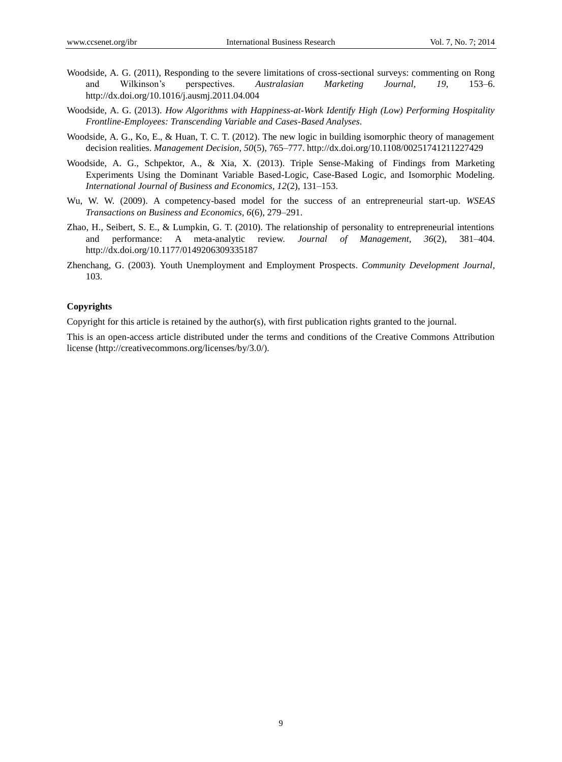Woodside, A. G. (2011), Responding to the severe limitations of cross-sectional surveys: commenting on Rong and Wilkinson's perspectives. *Australasian Marketing Journal, 19*, 153–6. http://dx.doi.org/10.1016/j.ausmj.2011.04.004

Woodside, A. G. (2013). *How Algorithms with Happiness-at-Work Identify High (Low) Performing Hospitality Frontline-Employees: Transcending Variable and Cases-Based Analyses*.

Woodside, A. G., Ko, E., & Huan, T. C. T. (2012). The new logic in building isomorphic theory of management decision realities. *Management Decision, 50*(5), 765–777. http://dx.doi.org/10.1108/00251741211227429

Woodside, A. G., Schpektor, A., & Xia, X. (2013). Triple Sense-Making of Findings from Marketing Experiments Using the Dominant Variable Based-Logic, Case-Based Logic, and Isomorphic Modeling. *International Journal of Business and Economics, 12*(2), 131–153.

Wu, W. W. (2009). A competency-based model for the success of an entrepreneurial start-up. *WSEAS Transactions on Business and Economics, 6*(6), 279–291.

Zhao, H., Seibert, S. E., & Lumpkin, G. T. (2010). The relationship of personality to entrepreneurial intentions and performance: A meta-analytic review. *Journal of Management, 36*(2), 381–404. http://dx.doi.org/10.1177/0149206309335187

Zhenchang, G. (2003). Youth Unemployment and Employment Prospects. *Community Development Journal*, 103.

**Copyrights**

Copyright for this article is retained by the author(s), with first publication rights granted to the journal.

This is an open-access article distributed under the terms and conditions of the Creative Commons Attribution license (http://creativecommons.org/licenses/by/3.0/).